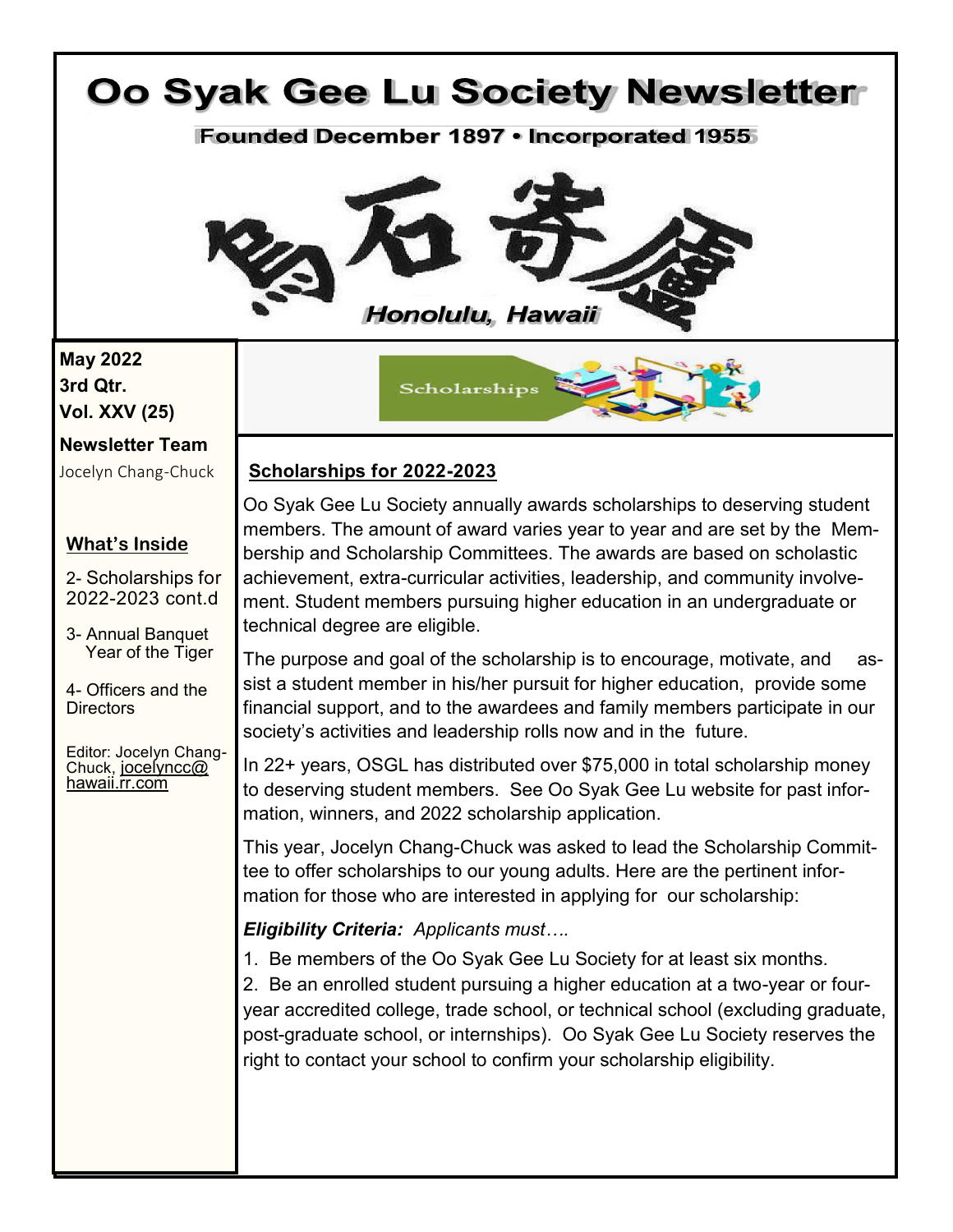# Oo Syak Gee Lu Society Newsletter

**Founded December 1897 • Incorporated 1955**

烏石寄廬

**Honolulu, Hawaii**

**May 2022**
**3rd Qtr.**
**Vol. XXV (25)**

**Newsletter Team**

Jocelyn Chang-Chuck

**What's Inside**

2- Scholarships for 2022-2023 cont.d

3- Annual Banquet Year of the Tiger

4- Officers and the Directors

Editor: Jocelyn Chang-Chuck, jocelyncc@hawaii.rr.com

Scholarships

## Scholarships for 2022-2023

Oo Syak Gee Lu Society annually awards scholarships to deserving student members. The amount of award varies year to year and are set by the Membership and Scholarship Committees. The awards are based on scholastic achievement, extra-curricular activities, leadership, and community involvement. Student members pursuing higher education in an undergraduate or technical degree are eligible.

The purpose and goal of the scholarship is to encourage, motivate, and assist a student member in his/her pursuit for higher education, provide some financial support, and to the awardees and family members participate in our society's activities and leadership rolls now and in the future.

In 22+ years, OSGL has distributed over $75,000 in total scholarship money to deserving student members. See Oo Syak Gee Lu website for past information, winners, and 2022 scholarship application.

This year, Jocelyn Chang-Chuck was asked to lead the Scholarship Committee to offer scholarships to our young adults. Here are the pertinent information for those who are interested in applying for our scholarship:

***Eligibility Criteria:*** *Applicants must….*

1. Be members of the Oo Syak Gee Lu Society for at least six months.
2. Be an enrolled student pursuing a higher education at a two-year or four-year accredited college, trade school, or technical school (excluding graduate, post-graduate school, or internships). Oo Syak Gee Lu Society reserves the right to contact your school to confirm your scholarship eligibility.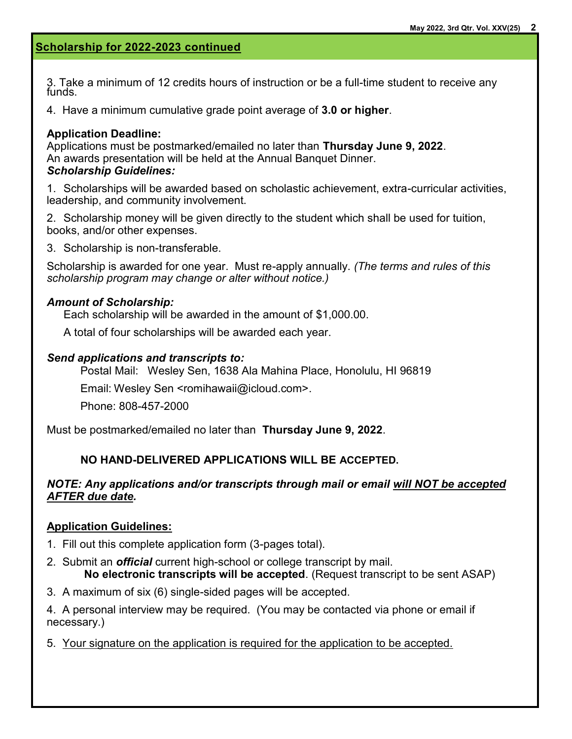## Scholarship for 2022-2023 continued

3. Take a minimum of 12 credits hours of instruction or be a full-time student to receive any funds.

4. Have a minimum cumulative grade point average of **3.0 or higher**.

**Application Deadline:**
Applications must be postmarked/emailed no later than **Thursday June 9, 2022**.
An awards presentation will be held at the Annual Banquet Dinner.

***Scholarship Guidelines:***

1. Scholarships will be awarded based on scholastic achievement, extra-curricular activities, leadership, and community involvement.

2. Scholarship money will be given directly to the student which shall be used for tuition, books, and/or other expenses.

3. Scholarship is non-transferable.

Scholarship is awarded for one year. Must re-apply annually. *(The terms and rules of this scholarship program may change or alter without notice.)*

***Amount of Scholarship:***

Each scholarship will be awarded in the amount of $1,000.00.

A total of four scholarships will be awarded each year.

***Send applications and transcripts to:***

Postal Mail: Wesley Sen, 1638 Ala Mahina Place, Honolulu, HI 96819

Email: Wesley Sen <romihawaii@icloud.com>.

Phone: 808-457-2000

Must be postmarked/emailed no later than **Thursday June 9, 2022**.

**NO HAND-DELIVERED APPLICATIONS WILL BE ACCEPTED.**

***NOTE: Any applications and/or transcripts through mail or email <u>will NOT be accepted AFTER due date</u>.***

**<u>Application Guidelines:</u>**

1. Fill out this complete application form (3-pages total).
2. Submit an ***official*** current high-school or college transcript by mail.
   **No electronic transcripts will be accepted**. (Request transcript to be sent ASAP)
3. A maximum of six (6) single-sided pages will be accepted.
4. A personal interview may be required. (You may be contacted via phone or email if necessary.)
5. <u>Your signature on the application is required for the application to be accepted.</u>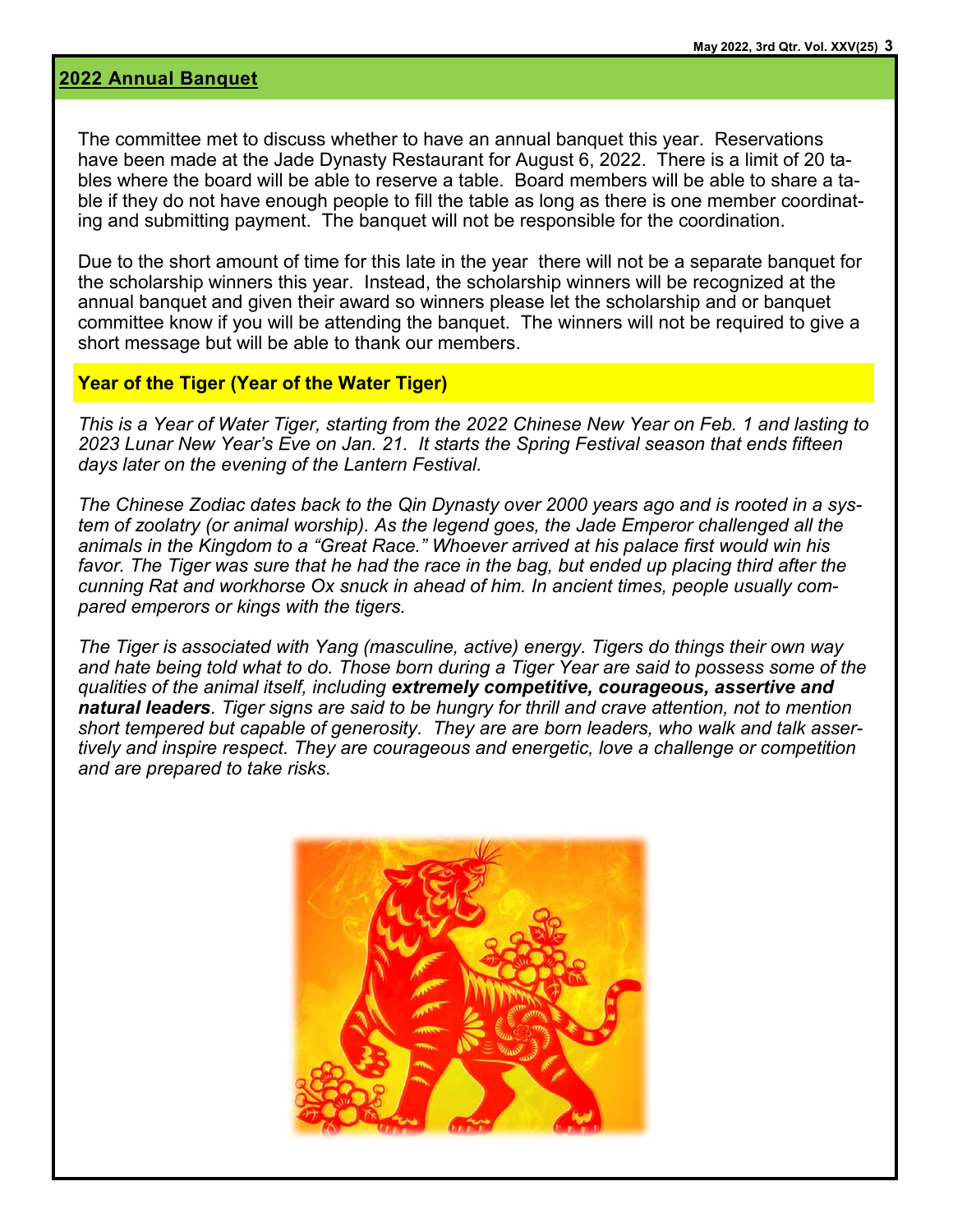## 2022 Annual Banquet

The committee met to discuss whether to have an annual banquet this year. Reservations have been made at the Jade Dynasty Restaurant for August 6, 2022. There is a limit of 20 tables where the board will be able to reserve a table. Board members will be able to share a table if they do not have enough people to fill the table as long as there is one member coordinating and submitting payment. The banquet will not be responsible for the coordination.

Due to the short amount of time for this late in the year there will not be a separate banquet for the scholarship winners this year. Instead, the scholarship winners will be recognized at the annual banquet and given their award so winners please let the scholarship and or banquet committee know if you will be attending the banquet. The winners will not be required to give a short message but will be able to thank our members.

## Year of the Tiger (Year of the Water Tiger)

*This is a Year of Water Tiger, starting from the 2022 Chinese New Year on Feb. 1 and lasting to 2023 Lunar New Year's Eve on Jan. 21. It starts the Spring Festival season that ends fifteen days later on the evening of the Lantern Festival.*

*The Chinese Zodiac dates back to the Qin Dynasty over 2000 years ago and is rooted in a system of zoolatry (or animal worship). As the legend goes, the Jade Emperor challenged all the animals in the Kingdom to a "Great Race." Whoever arrived at his palace first would win his favor. The Tiger was sure that he had the race in the bag, but ended up placing third after the cunning Rat and workhorse Ox snuck in ahead of him. In ancient times, people usually compared emperors or kings with the tigers.*

*The Tiger is associated with Yang (masculine, active) energy. Tigers do things their own way and hate being told what to do. Those born during a Tiger Year are said to possess some of the qualities of the animal itself, including* ***extremely competitive, courageous, assertive and natural leaders****. Tiger signs are said to be hungry for thrill and crave attention, not to mention short tempered but capable of generosity. They are are born leaders, who walk and talk assertively and inspire respect. They are courageous and energetic, love a challenge or competition and are prepared to take risks.*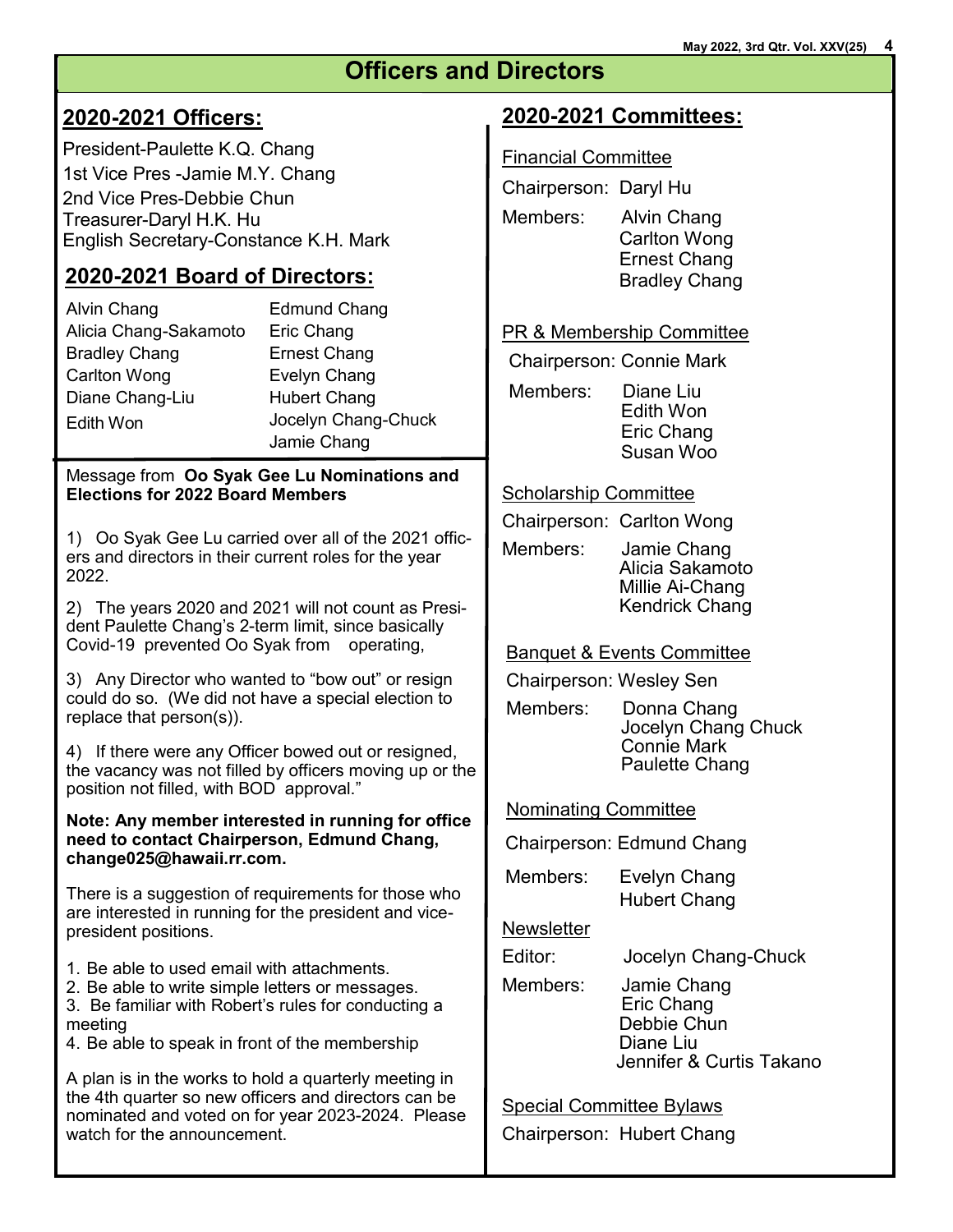# Officers and Directors

## 2020-2021 Officers:

President-Paulette K.Q. Chang
1st Vice Pres -Jamie M.Y. Chang
2nd Vice Pres-Debbie Chun
Treasurer-Daryl H.K. Hu
English Secretary-Constance K.H. Mark

## 2020-2021 Board of Directors:

| | |
|---|---|
| Alvin Chang | Edmund Chang |
| Alicia Chang-Sakamoto | Eric Chang |
| Bradley Chang | Ernest Chang |
| Carlton Wong | Evelyn Chang |
| Diane Chang-Liu | Hubert Chang |
| Edith Won | Jocelyn Chang-Chuck |
| | Jamie Chang |

Message from **Oo Syak Gee Lu Nominations and Elections for 2022 Board Members**

1) Oo Syak Gee Lu carried over all of the 2021 officers and directors in their current roles for the year 2022.

2) The years 2020 and 2021 will not count as President Paulette Chang's 2-term limit, since basically Covid-19 prevented Oo Syak from operating,

3) Any Director who wanted to "bow out" or resign could do so. (We did not have a special election to replace that person(s)).

4) If there were any Officer bowed out or resigned, the vacancy was not filled by officers moving up or the position not filled, with BOD approval."

**Note: Any member interested in running for office need to contact Chairperson, Edmund Chang, change025@hawaii.rr.com.**

There is a suggestion of requirements for those who are interested in running for the president and vice-president positions.

1. Be able to used email with attachments.
2. Be able to write simple letters or messages.
3. Be familiar with Robert's rules for conducting a meeting
4. Be able to speak in front of the membership

A plan is in the works to hold a quarterly meeting in the 4th quarter so new officers and directors can be nominated and voted on for year 2023-2024. Please watch for the announcement.

## 2020-2021 Committees:

### Financial Committee

Chairperson: Daryl Hu

Members: Alvin Chang
Carlton Wong
Ernest Chang
Bradley Chang

### PR & Membership Committee

Chairperson: Connie Mark

Members: Diane Liu
Edith Won
Eric Chang
Susan Woo

### Scholarship Committee

Chairperson: Carlton Wong

Members: Jamie Chang
Alicia Sakamoto
Millie Ai-Chang
Kendrick Chang

### Banquet & Events Committee

Chairperson: Wesley Sen

Members: Donna Chang
Jocelyn Chang Chuck
Connie Mark
Paulette Chang

### Nominating Committee

Chairperson: Edmund Chang

Members: Evelyn Chang
Hubert Chang

### Newsletter

Editor: Jocelyn Chang-Chuck

Members: Jamie Chang
Eric Chang
Debbie Chun
Diane Liu
Jennifer & Curtis Takano

### Special Committee Bylaws

Chairperson: Hubert Chang